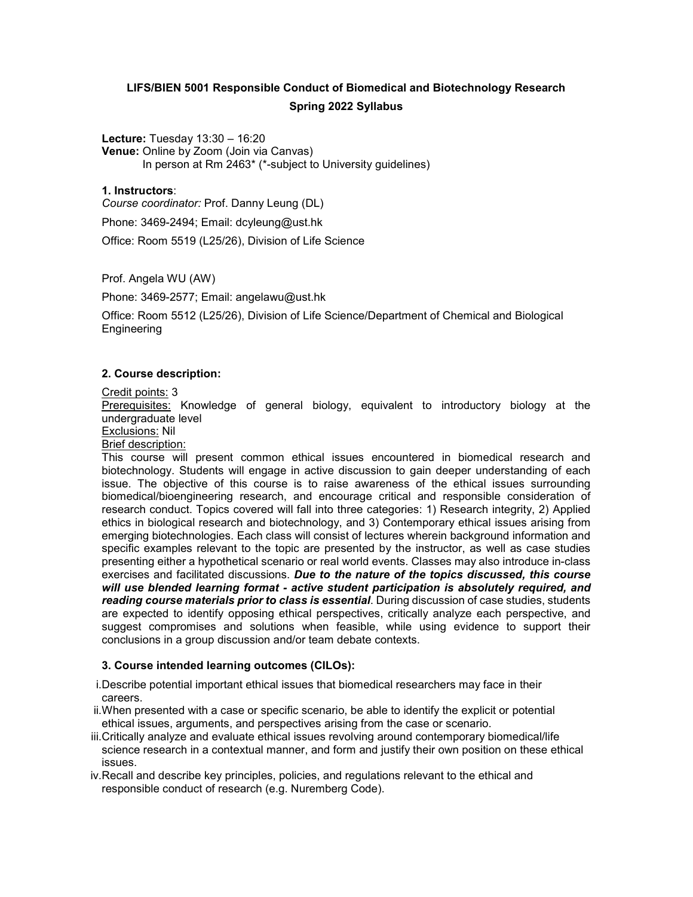# LIFS/BIEN 5001 Responsible Conduct of Biomedical and Biotechnology Research
## Spring 2022 Syllabus

**Lecture:** Tuesday 13:30 – 16:20
**Venue:** Online by Zoom (Join via Canvas)
In person at Rm 2463* (*-subject to University guidelines)

### 1. Instructors:

*Course coordinator:* Prof. Danny Leung (DL)

Phone: 3469-2494; Email: dcyleung@ust.hk

Office: Room 5519 (L25/26), Division of Life Science

Prof. Angela WU (AW)

Phone: 3469-2577; Email: angelawu@ust.hk

Office: Room 5512 (L25/26), Division of Life Science/Department of Chemical and Biological Engineering

### 2. Course description:

Credit points: 3
Prerequisites: Knowledge of general biology, equivalent to introductory biology at the undergraduate level
Exclusions: Nil
Brief description:
This course will present common ethical issues encountered in biomedical research and biotechnology. Students will engage in active discussion to gain deeper understanding of each issue. The objective of this course is to raise awareness of the ethical issues surrounding biomedical/bioengineering research, and encourage critical and responsible consideration of research conduct. Topics covered will fall into three categories: 1) Research integrity, 2) Applied ethics in biological research and biotechnology, and 3) Contemporary ethical issues arising from emerging biotechnologies. Each class will consist of lectures wherein background information and specific examples relevant to the topic are presented by the instructor, as well as case studies presenting either a hypothetical scenario or real world events. Classes may also introduce in-class exercises and facilitated discussions. ***Due to the nature of the topics discussed, this course will use blended learning format - active student participation is absolutely required, and reading course materials prior to class is essential***. During discussion of case studies, students are expected to identify opposing ethical perspectives, critically analyze each perspective, and suggest compromises and solutions when feasible, while using evidence to support their conclusions in a group discussion and/or team debate contexts.

### 3. Course intended learning outcomes (CILOs):

i. Describe potential important ethical issues that biomedical researchers may face in their careers.
ii. When presented with a case or specific scenario, be able to identify the explicit or potential ethical issues, arguments, and perspectives arising from the case or scenario.
iii. Critically analyze and evaluate ethical issues revolving around contemporary biomedical/life science research in a contextual manner, and form and justify their own position on these ethical issues.
iv. Recall and describe key principles, policies, and regulations relevant to the ethical and responsible conduct of research (e.g. Nuremberg Code).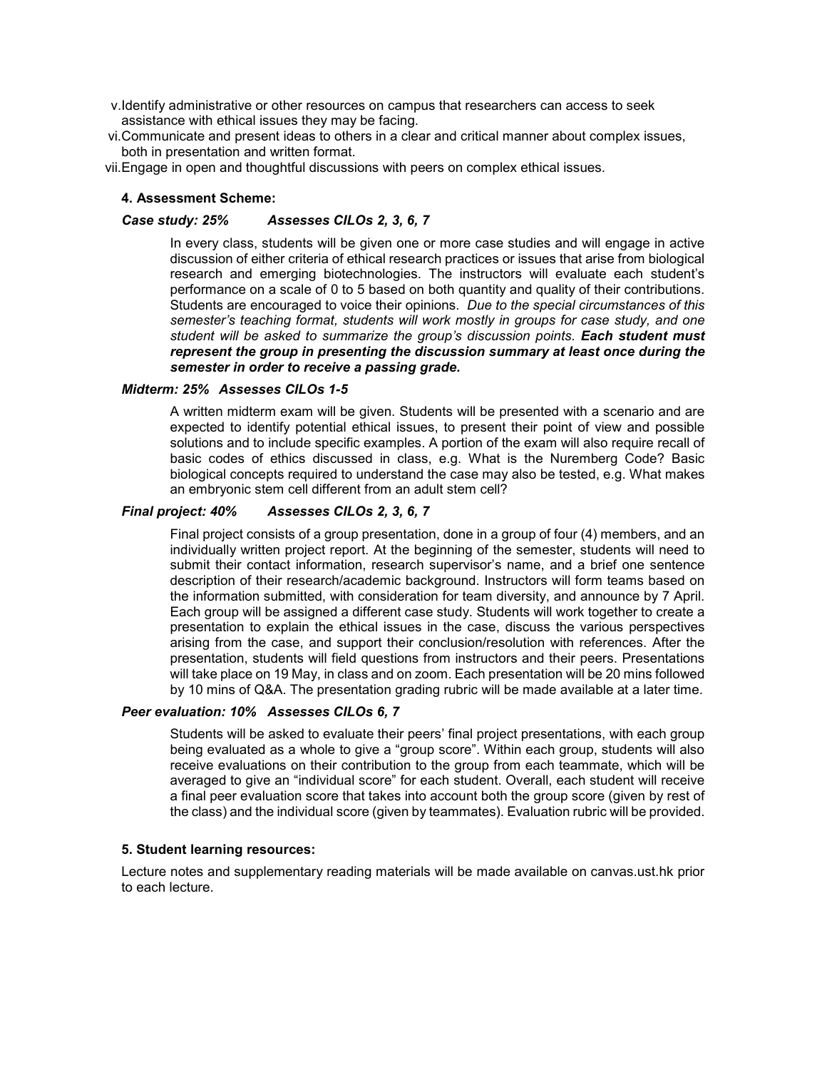v. Identify administrative or other resources on campus that researchers can access to seek assistance with ethical issues they may be facing.

vi. Communicate and present ideas to others in a clear and critical manner about complex issues, both in presentation and written format.

vii. Engage in open and thoughtful discussions with peers on complex ethical issues.

**4. Assessment Scheme:**

***Case study: 25%    Assesses CILOs 2, 3, 6, 7***

In every class, students will be given one or more case studies and will engage in active discussion of either criteria of ethical research practices or issues that arise from biological research and emerging biotechnologies. The instructors will evaluate each student's performance on a scale of 0 to 5 based on both quantity and quality of their contributions. Students are encouraged to voice their opinions. *Due to the special circumstances of this semester's teaching format, students will work mostly in groups for case study, and one student will be asked to summarize the group's discussion points.* ***Each student must represent the group in presenting the discussion summary at least once during the semester in order to receive a passing grade.***

***Midterm: 25%   Assesses CILOs 1-5***

A written midterm exam will be given. Students will be presented with a scenario and are expected to identify potential ethical issues, to present their point of view and possible solutions and to include specific examples. A portion of the exam will also require recall of basic codes of ethics discussed in class, e.g. What is the Nuremberg Code? Basic biological concepts required to understand the case may also be tested, e.g. What makes an embryonic stem cell different from an adult stem cell?

***Final project: 40%    Assesses CILOs 2, 3, 6, 7***

Final project consists of a group presentation, done in a group of four (4) members, and an individually written project report. At the beginning of the semester, students will need to submit their contact information, research supervisor's name, and a brief one sentence description of their research/academic background. Instructors will form teams based on the information submitted, with consideration for team diversity, and announce by 7 April. Each group will be assigned a different case study. Students will work together to create a presentation to explain the ethical issues in the case, discuss the various perspectives arising from the case, and support their conclusion/resolution with references. After the presentation, students will field questions from instructors and their peers. Presentations will take place on 19 May, in class and on zoom. Each presentation will be 20 mins followed by 10 mins of Q&A. The presentation grading rubric will be made available at a later time.

***Peer evaluation: 10%   Assesses CILOs 6, 7***

Students will be asked to evaluate their peers' final project presentations, with each group being evaluated as a whole to give a "group score". Within each group, students will also receive evaluations on their contribution to the group from each teammate, which will be averaged to give an "individual score" for each student. Overall, each student will receive a final peer evaluation score that takes into account both the group score (given by rest of the class) and the individual score (given by teammates). Evaluation rubric will be provided.

**5. Student learning resources:**

Lecture notes and supplementary reading materials will be made available on canvas.ust.hk prior to each lecture.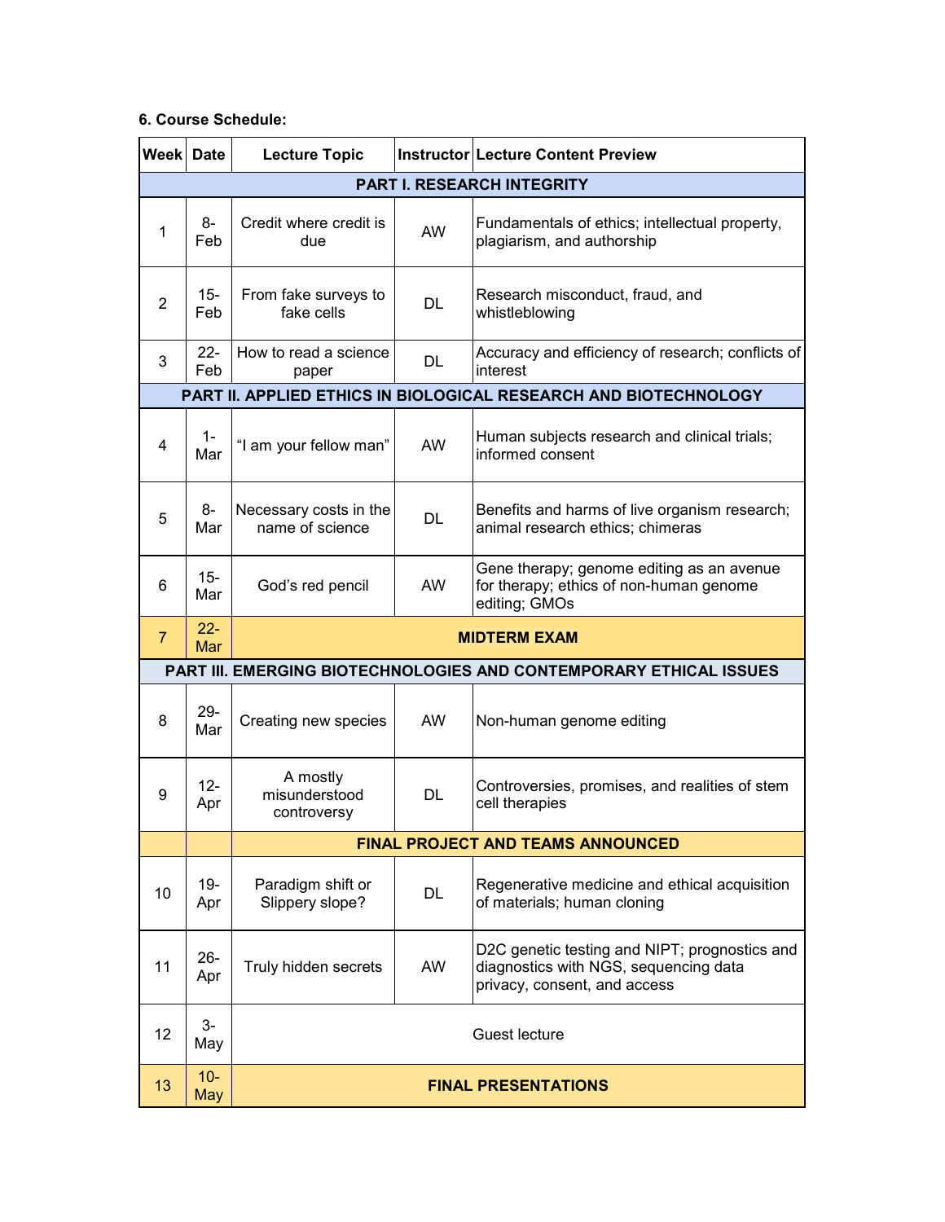**6. Course Schedule:**

| Week | Date | Lecture Topic | Instructor | Lecture Content Preview |
|---|---|---|---|---|
| | | **PART I. RESEARCH INTEGRITY** | | |
| 1 | 8-Feb | Credit where credit is due | AW | Fundamentals of ethics; intellectual property, plagiarism, and authorship |
| 2 | 15-Feb | From fake surveys to fake cells | DL | Research misconduct, fraud, and whistleblowing |
| 3 | 22-Feb | How to read a science paper | DL | Accuracy and efficiency of research; conflicts of interest |
| | | **PART II. APPLIED ETHICS IN BIOLOGICAL RESEARCH AND BIOTECHNOLOGY** | | |
| 4 | 1-Mar | "I am your fellow man" | AW | Human subjects research and clinical trials; informed consent |
| 5 | 8-Mar | Necessary costs in the name of science | DL | Benefits and harms of live organism research; animal research ethics; chimeras |
| 6 | 15-Mar | God's red pencil | AW | Gene therapy; genome editing as an avenue for therapy; ethics of non-human genome editing; GMOs |
| 7 | 22-Mar | **MIDTERM EXAM** | | |
| | | **PART III. EMERGING BIOTECHNOLOGIES AND CONTEMPORARY ETHICAL ISSUES** | | |
| 8 | 29-Mar | Creating new species | AW | Non-human genome editing |
| 9 | 12-Apr | A mostly misunderstood controversy | DL | Controversies, promises, and realities of stem cell therapies |
| | | **FINAL PROJECT AND TEAMS ANNOUNCED** | | |
| 10 | 19-Apr | Paradigm shift or Slippery slope? | DL | Regenerative medicine and ethical acquisition of materials; human cloning |
| 11 | 26-Apr | Truly hidden secrets | AW | D2C genetic testing and NIPT; prognostics and diagnostics with NGS, sequencing data privacy, consent, and access |
| 12 | 3-May | Guest lecture | | |
| 13 | 10-May | **FINAL PRESENTATIONS** | | |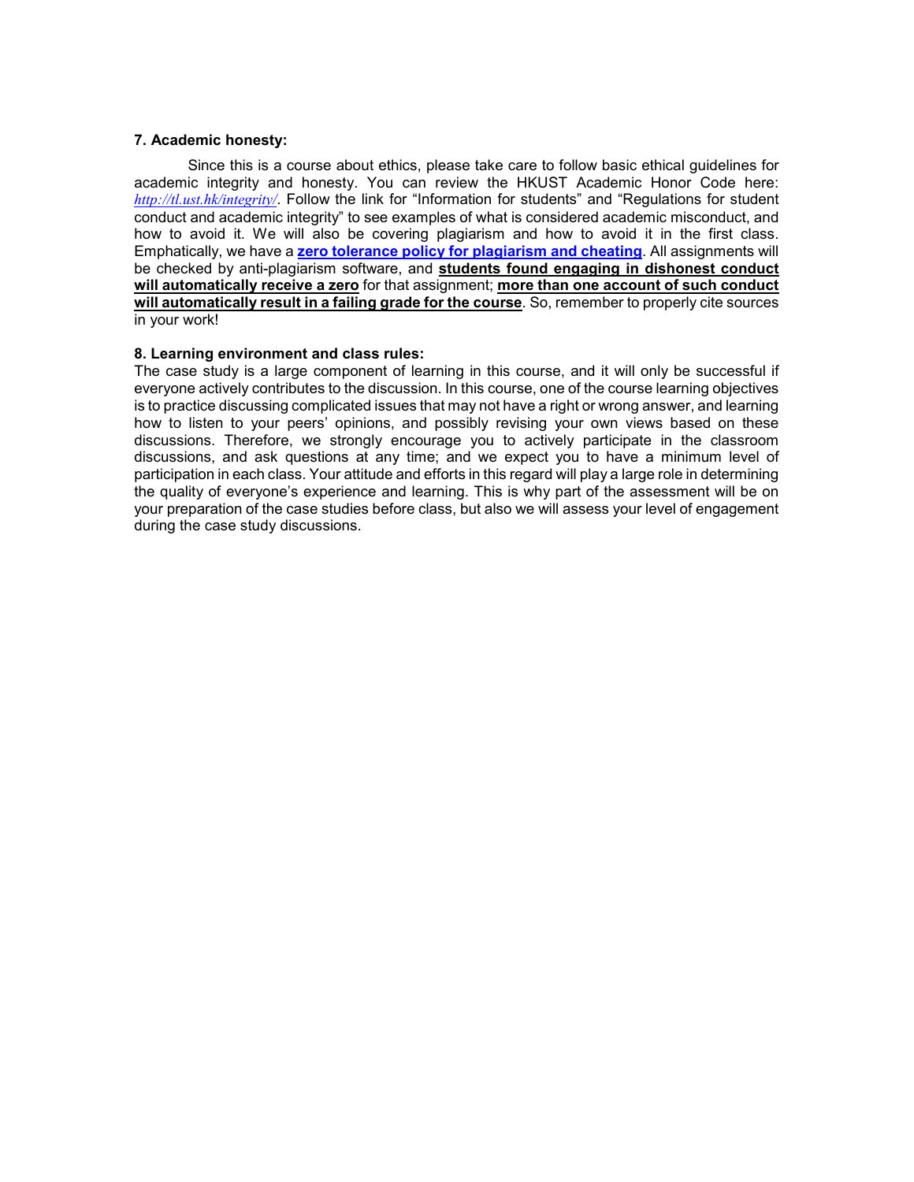**7. Academic honesty:**

Since this is a course about ethics, please take care to follow basic ethical guidelines for academic integrity and honesty. You can review the HKUST Academic Honor Code here: [http://tl.ust.hk/integrity/](http://tl.ust.hk/integrity/). Follow the link for "Information for students" and "Regulations for student conduct and academic integrity" to see examples of what is considered academic misconduct, and how to avoid it. We will also be covering plagiarism and how to avoid it in the first class. Emphatically, we have a **zero tolerance policy for plagiarism and cheating**. All assignments will be checked by anti-plagiarism software, and **students found engaging in dishonest conduct will automatically receive a zero** for that assignment; **more than one account of such conduct will automatically result in a failing grade for the course**. So, remember to properly cite sources in your work!

**8. Learning environment and class rules:**

The case study is a large component of learning in this course, and it will only be successful if everyone actively contributes to the discussion. In this course, one of the course learning objectives is to practice discussing complicated issues that may not have a right or wrong answer, and learning how to listen to your peers' opinions, and possibly revising your own views based on these discussions. Therefore, we strongly encourage you to actively participate in the classroom discussions, and ask questions at any time; and we expect you to have a minimum level of participation in each class. Your attitude and efforts in this regard will play a large role in determining the quality of everyone's experience and learning. This is why part of the assessment will be on your preparation of the case studies before class, but also we will assess your level of engagement during the case study discussions.